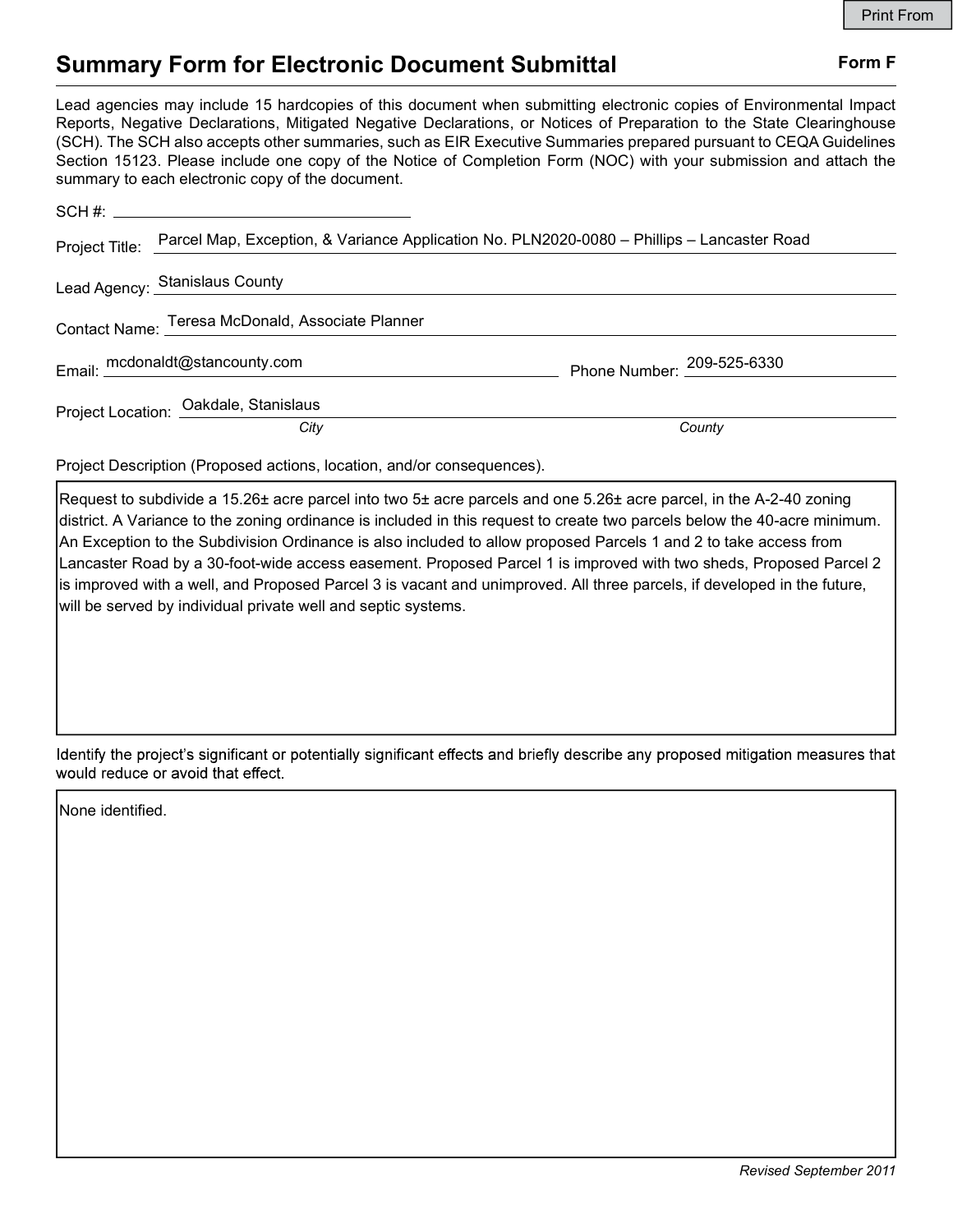Print From

# Summary Form for Electronic Document Submittal

**Form F**

Lead agencies may include 15 hardcopies of this document when submitting electronic copies of Environmental Impact Reports, Negative Declarations, Mitigated Negative Declarations, or Notices of Preparation to the State Clearinghouse (SCH). The SCH also accepts other summaries, such as EIR Executive Summaries prepared pursuant to CEQA Guidelines Section 15123. Please include one copy of the Notice of Completion Form (NOC) with your submission and attach the summary to each electronic copy of the document.

SCH #: 

Project Title: Parcel Map, Exception, & Variance Application No. PLN2020-0080 – Phillips – Lancaster Road

Lead Agency: Stanislaus County

Contact Name: Teresa McDonald, Associate Planner

Email: mcdonaldt@stancounty.com

Phone Number: 209-525-6330

Project Location: Oakdale, Stanislaus

*City* *County*

Project Description (Proposed actions, location, and/or consequences).

Request to subdivide a 15.26± acre parcel into two 5± acre parcels and one 5.26± acre parcel, in the A-2-40 zoning district. A Variance to the zoning ordinance is included in this request to create two parcels below the 40-acre minimum. An Exception to the Subdivision Ordinance is also included to allow proposed Parcels 1 and 2 to take access from Lancaster Road by a 30-foot-wide access easement. Proposed Parcel 1 is improved with two sheds, Proposed Parcel 2 is improved with a well, and Proposed Parcel 3 is vacant and unimproved. All three parcels, if developed in the future, will be served by individual private well and septic systems.

Identify the project's significant or potentially significant effects and briefly describe any proposed mitigation measures that would reduce or avoid that effect.

None identified.

*Revised September 2011*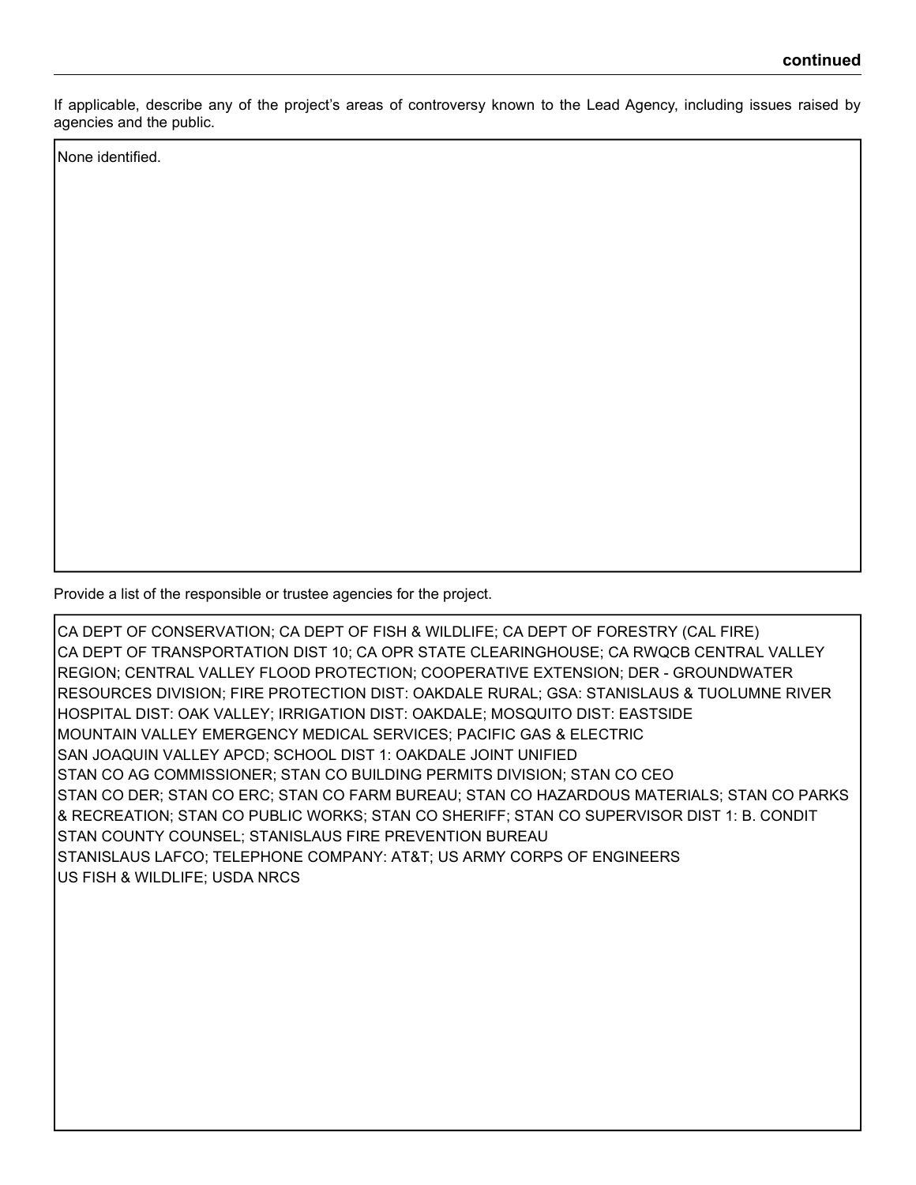**continued**

If applicable, describe any of the project's areas of controversy known to the Lead Agency, including issues raised by agencies and the public.

None identified.

Provide a list of the responsible or trustee agencies for the project.

CA DEPT OF CONSERVATION; CA DEPT OF FISH & WILDLIFE; CA DEPT OF FORESTRY (CAL FIRE)
CA DEPT OF TRANSPORTATION DIST 10; CA OPR STATE CLEARINGHOUSE; CA RWQCB CENTRAL VALLEY REGION; CENTRAL VALLEY FLOOD PROTECTION; COOPERATIVE EXTENSION; DER - GROUNDWATER RESOURCES DIVISION; FIRE PROTECTION DIST: OAKDALE RURAL; GSA: STANISLAUS & TUOLUMNE RIVER
HOSPITAL DIST: OAK VALLEY; IRRIGATION DIST: OAKDALE; MOSQUITO DIST: EASTSIDE
MOUNTAIN VALLEY EMERGENCY MEDICAL SERVICES; PACIFIC GAS & ELECTRIC
SAN JOAQUIN VALLEY APCD; SCHOOL DIST 1: OAKDALE JOINT UNIFIED
STAN CO AG COMMISSIONER; STAN CO BUILDING PERMITS DIVISION; STAN CO CEO
STAN CO DER; STAN CO ERC; STAN CO FARM BUREAU; STAN CO HAZARDOUS MATERIALS; STAN CO PARKS & RECREATION; STAN CO PUBLIC WORKS; STAN CO SHERIFF; STAN CO SUPERVISOR DIST 1: B. CONDIT
STAN COUNTY COUNSEL; STANISLAUS FIRE PREVENTION BUREAU
STANISLAUS LAFCO; TELEPHONE COMPANY: AT&T; US ARMY CORPS OF ENGINEERS
US FISH & WILDLIFE; USDA NRCS